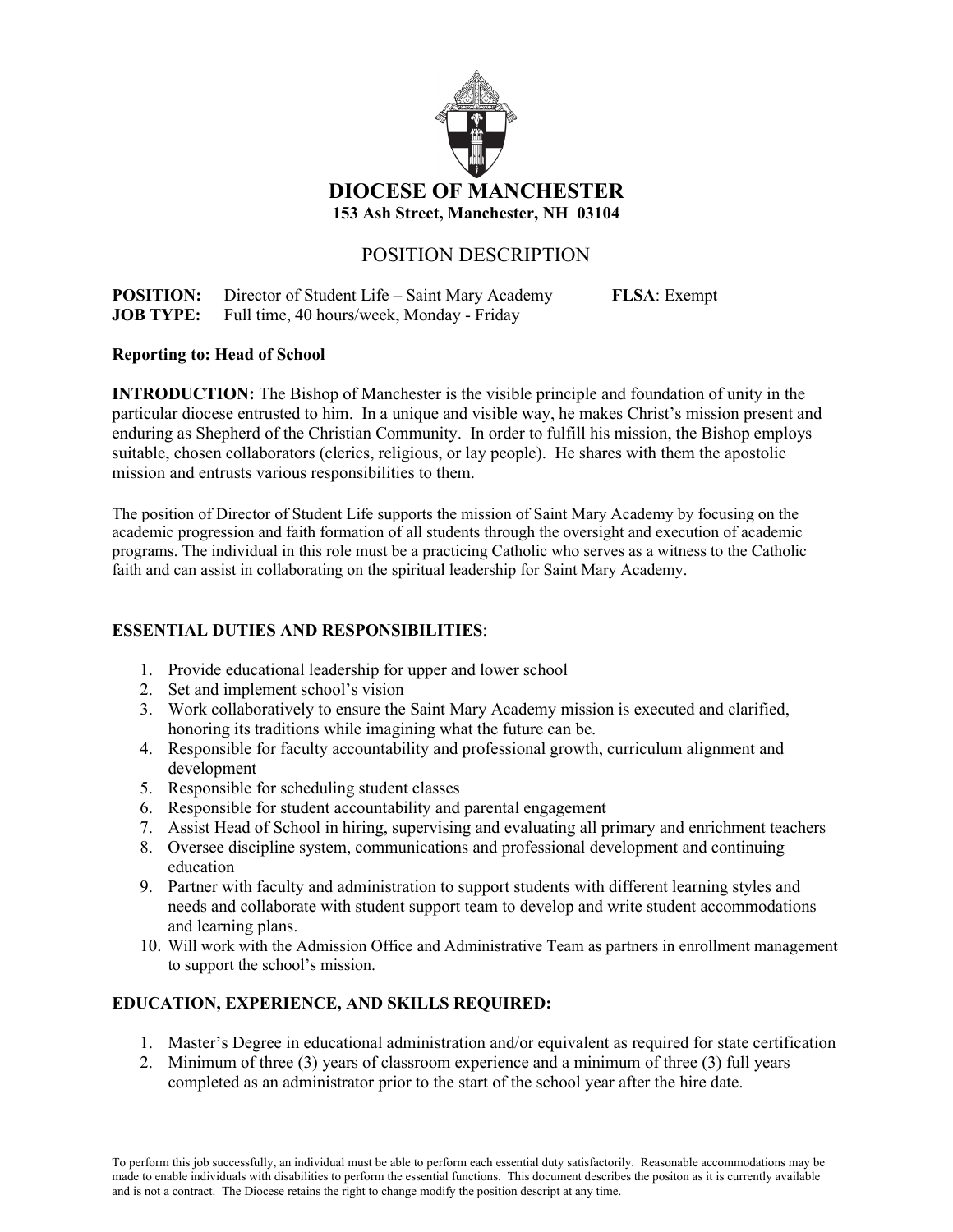# DIOCESE OF MANCHESTER

**153 Ash Street, Manchester, NH 03104**

## POSITION DESCRIPTION

**POSITION:** Director of Student Life – Saint Mary Academy **FLSA**: Exempt
**JOB TYPE:** Full time, 40 hours/week, Monday - Friday

**Reporting to: Head of School**

**INTRODUCTION:** The Bishop of Manchester is the visible principle and foundation of unity in the particular diocese entrusted to him. In a unique and visible way, he makes Christ's mission present and enduring as Shepherd of the Christian Community. In order to fulfill his mission, the Bishop employs suitable, chosen collaborators (clerics, religious, or lay people). He shares with them the apostolic mission and entrusts various responsibilities to them.

The position of Director of Student Life supports the mission of Saint Mary Academy by focusing on the academic progression and faith formation of all students through the oversight and execution of academic programs. The individual in this role must be a practicing Catholic who serves as a witness to the Catholic faith and can assist in collaborating on the spiritual leadership for Saint Mary Academy.

**ESSENTIAL DUTIES AND RESPONSIBILITIES**:

1. Provide educational leadership for upper and lower school
2. Set and implement school's vision
3. Work collaboratively to ensure the Saint Mary Academy mission is executed and clarified, honoring its traditions while imagining what the future can be.
4. Responsible for faculty accountability and professional growth, curriculum alignment and development
5. Responsible for scheduling student classes
6. Responsible for student accountability and parental engagement
7. Assist Head of School in hiring, supervising and evaluating all primary and enrichment teachers
8. Oversee discipline system, communications and professional development and continuing education
9. Partner with faculty and administration to support students with different learning styles and needs and collaborate with student support team to develop and write student accommodations and learning plans.
10. Will work with the Admission Office and Administrative Team as partners in enrollment management to support the school's mission.

**EDUCATION, EXPERIENCE, AND SKILLS REQUIRED:**

1. Master's Degree in educational administration and/or equivalent as required for state certification
2. Minimum of three (3) years of classroom experience and a minimum of three (3) full years completed as an administrator prior to the start of the school year after the hire date.

To perform this job successfully, an individual must be able to perform each essential duty satisfactorily. Reasonable accommodations may be made to enable individuals with disabilities to perform the essential functions. This document describes the positon as it is currently available and is not a contract. The Diocese retains the right to change modify the position descript at any time.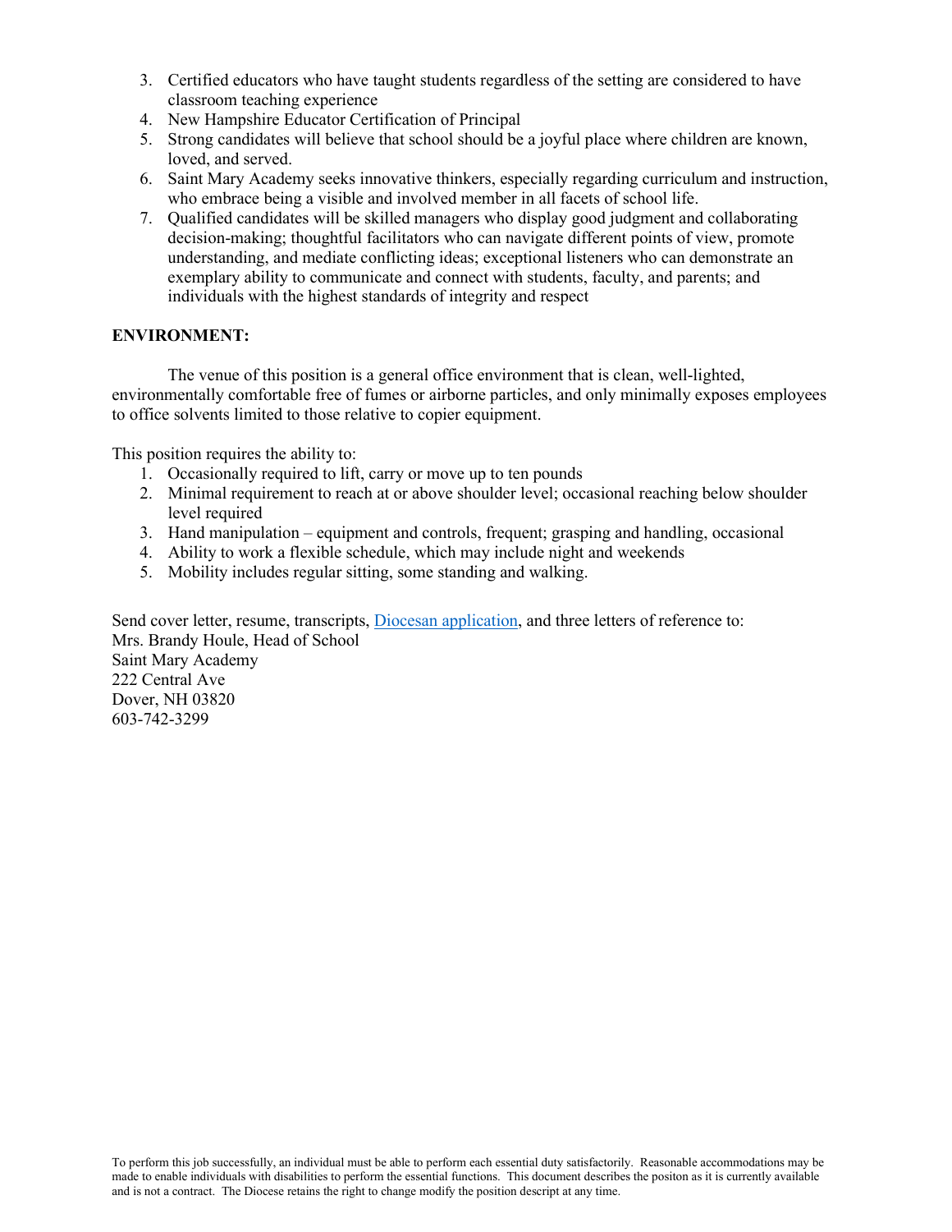3. Certified educators who have taught students regardless of the setting are considered to have classroom teaching experience
4. New Hampshire Educator Certification of Principal
5. Strong candidates will believe that school should be a joyful place where children are known, loved, and served.
6. Saint Mary Academy seeks innovative thinkers, especially regarding curriculum and instruction, who embrace being a visible and involved member in all facets of school life.
7. Qualified candidates will be skilled managers who display good judgment and collaborating decision-making; thoughtful facilitators who can navigate different points of view, promote understanding, and mediate conflicting ideas; exceptional listeners who can demonstrate an exemplary ability to communicate and connect with students, faculty, and parents; and individuals with the highest standards of integrity and respect

**ENVIRONMENT:**

The venue of this position is a general office environment that is clean, well-lighted, environmentally comfortable free of fumes or airborne particles, and only minimally exposes employees to office solvents limited to those relative to copier equipment.

This position requires the ability to:

1. Occasionally required to lift, carry or move up to ten pounds
2. Minimal requirement to reach at or above shoulder level; occasional reaching below shoulder level required
3. Hand manipulation – equipment and controls, frequent; grasping and handling, occasional
4. Ability to work a flexible schedule, which may include night and weekends
5. Mobility includes regular sitting, some standing and walking.

Send cover letter, resume, transcripts, Diocesan application, and three letters of reference to:
Mrs. Brandy Houle, Head of School
Saint Mary Academy
222 Central Ave
Dover, NH 03820
603-742-3299

To perform this job successfully, an individual must be able to perform each essential duty satisfactorily. Reasonable accommodations may be made to enable individuals with disabilities to perform the essential functions. This document describes the positon as it is currently available and is not a contract. The Diocese retains the right to change modify the position descript at any time.